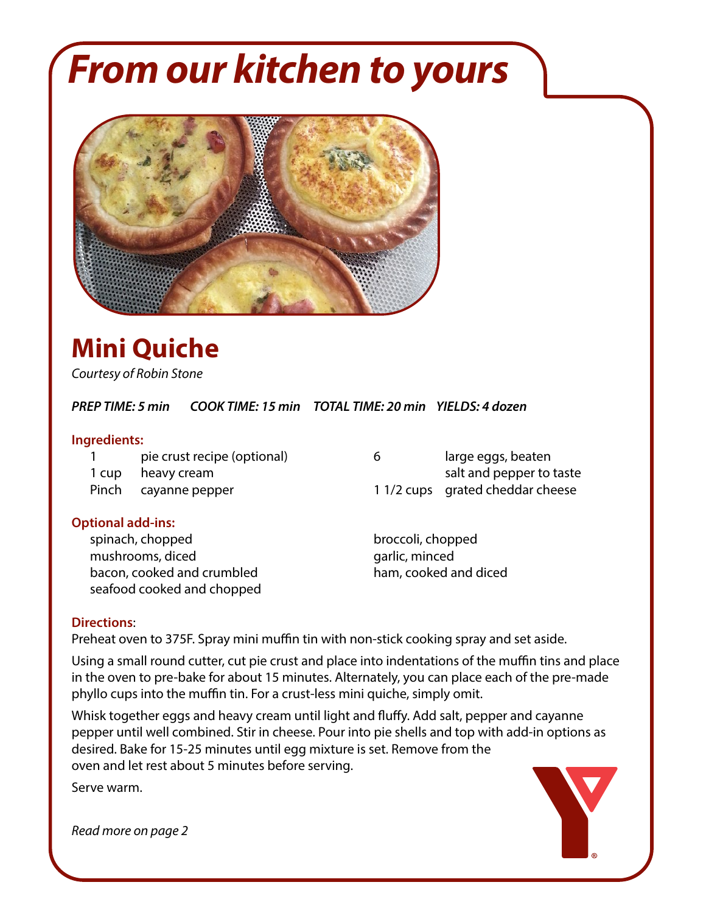# From our kitchen to yours

## Mini Quiche

*Courtesy of Robin Stone*

***PREP TIME: 5 min  COOK TIME: 15 min  TOTAL TIME: 20 min  YIELDS: 4 dozen***

### Ingredients:

| | |
|---|---|
| 1 | pie crust recipe (optional) |
| 1 cup | heavy cream |
| Pinch | cayanne pepper |
| 6 | large eggs, beaten |
| | salt and pepper to taste |
| 1 1/2 cups | grated cheddar cheese |

### Optional add-ins:

- spinach, chopped
- mushrooms, diced
- bacon, cooked and crumbled
- seafood cooked and chopped
- broccoli, chopped
- garlic, minced
- ham, cooked and diced

### Directions:

Preheat oven to 375F. Spray mini muffin tin with non-stick cooking spray and set aside.

Using a small round cutter, cut pie crust and place into indentations of the muffin tins and place in the oven to pre-bake for about 15 minutes. Alternately, you can place each of the pre-made phyllo cups into the muffin tin. For a crust-less mini quiche, simply omit.

Whisk together eggs and heavy cream until light and fluffy. Add salt, pepper and cayanne pepper until well combined. Stir in cheese. Pour into pie shells and top with add-in options as desired. Bake for 15-25 minutes until egg mixture is set. Remove from the oven and let rest about 5 minutes before serving.

Serve warm.

*Read more on page 2*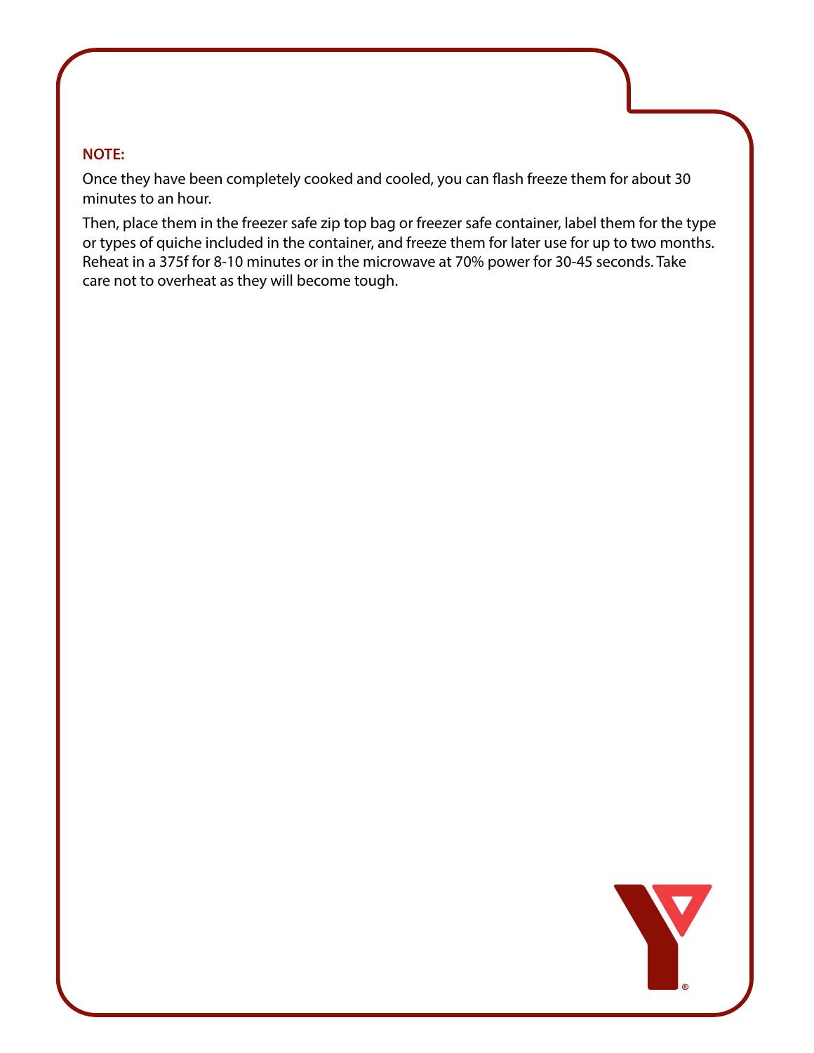**NOTE:**

Once they have been completely cooked and cooled, you can flash freeze them for about 30 minutes to an hour.

Then, place them in the freezer safe zip top bag or freezer safe container, label them for the type or types of quiche included in the container, and freeze them for later use for up to two months. Reheat in a 375f for 8-10 minutes or in the microwave at 70% power for 30-45 seconds. Take care not to overheat as they will become tough.